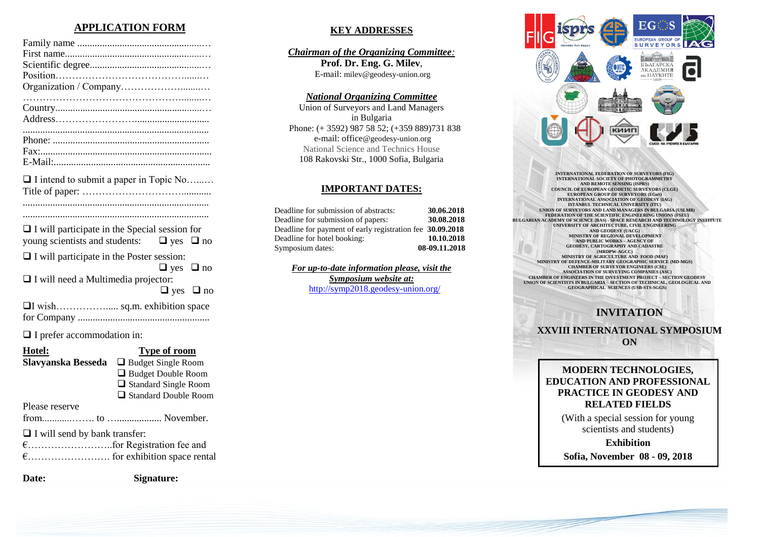## APPLICATION FORM

Family name ....................................................…
First name.........................................................…
Scientific degree..............................................…
Position……………………………………......…
Organization / Company……………………........…
……………………………………………........…
Country............................................................…
Address…………………….............................
..........................................................................
Phone: ..............................................................
Fax:....................................................................
E-Mail:..............................................................

❑ I intend to submit a paper in Topic No…...…
Title of paper: ………………………….........
..........................................................................
..........................................................................

❑ I will participate in the Special session for young scientists and students: ❑ yes ❑ no

❑ I will participate in the Poster session: ❑ yes ❑ no

❑ I will need a Multimedia projector: ❑ yes ❑ no

❑I wish……………..... sq.m. exhibition space for Company ....................................................

❑ I prefer accommodation in:

| **Hotel:** | **Type of room** |
| --- | --- |
| **Slavyanska Besseda** | ❑ Budget Single Room<br>❑ Budget Double Room<br>❑ Standard Single Room<br>❑ Standard Double Room |

Please reserve
from...........……. to …................. November.

❑ I will send by bank transfer:
€……………………..for Registration fee and
€……………………. for exhibition space rental

**Date:** **Signature:**

## KEY ADDRESSES

***Chairman of the Organizing Committee:***
**Prof. Dr. Eng. G. Milev**,
E-mail: milev@geodesy-union.org

***National Organizing Committee***
Union of Surveyors and Land Managers in Bulgaria
Phone: (+ 3592) 987 58 52; (+359 889)731 838
e-mail: office@geodesy-union.org
National Science and Technics House
108 Rakovski Str., 1000 Sofia, Bulgaria

## IMPORTANT DATES:

| | |
| --- | --- |
| Deadline for submission of abstracts: | **30.06.2018** |
| Deadline for submission of papers: | **30.08.2018** |
| Deadline for payment of early registration fee | **30.09.2018** |
| Deadline for hotel booking: | **10.10.2018** |
| Symposium dates: | **08-09.11.2018** |

***For up-to-date information please, visit the Symposium website at:***
http://symp2018.geodesy-union.org/

INTERNATIONAL FEDERATION OF SURVEYORS (FIG)
INTERNATIONAL SOCIETY OF PHOTOGRAMMETRY AND REMOTE SENSING (ISPRS)
COUNCIL OF EUROPEAN GEODETIC SURVEYORS (CLGE)
EUROPEAN GROUP OF SURVEYORS (EGoS)
INTERNATIONAL ASSOCIATION OF GEODESY (IAG)
ISTANBUL TECHNICAL UNIVERSITY (ITU)
UNION OF SURVEYORS AND LAND MANAGERS IN BULGARIA (USLMB)
FEDERATION OF THE SCIENTIFIC ENGINEERING UNIONS (FSEU)
BULGARIAN ACADEMY OF SCIENCE (BAS) - SPACE RESEARCH AND TECHNOLOGY INSTITUTE
UNIVERSITY OF ARCHITECTURE, CIVIL ENGINEERING AND GEODESY (UACG)
MINISTRY OF REGIONAL DEVELOPMENT AND PUBLIC WORKS – AGENCY OF GEODESY, CARTOGRAPHY AND CADASTRE (MRDPW-AGCC)
MINISTRY OF AGRICULTURE AND FOOD (MAF)
MINISTRY OF DEFENCE-MILITARY GEOGRAPHIC SERVICE (MD-MGS)
CHAMBER OF SURVEYOR ENGINEERS (CSE)
ASSOCIATION OF SURVEYING COMPANIES (ASC)
CHAMBER OF ENGINEERS IN THE INVESTMENT PROJECT – SECTION GEODESY
UNION OF SCIENTISTS IN BULGARIA – SECTION OF TECHNICAL, GEOLOGICAL AND GEOGRAPHICAL SCIENCES (USB-STS-SGGS)

# INVITATION

## XXVIII INTERNATIONAL SYMPOSIUM ON

**MODERN TECHNOLOGIES, EDUCATION AND PROFESSIONAL PRACTICE IN GEODESY AND RELATED FIELDS**

(With a special session for young scientists and students)

**Exhibition**

**Sofia, November 08 - 09, 2018**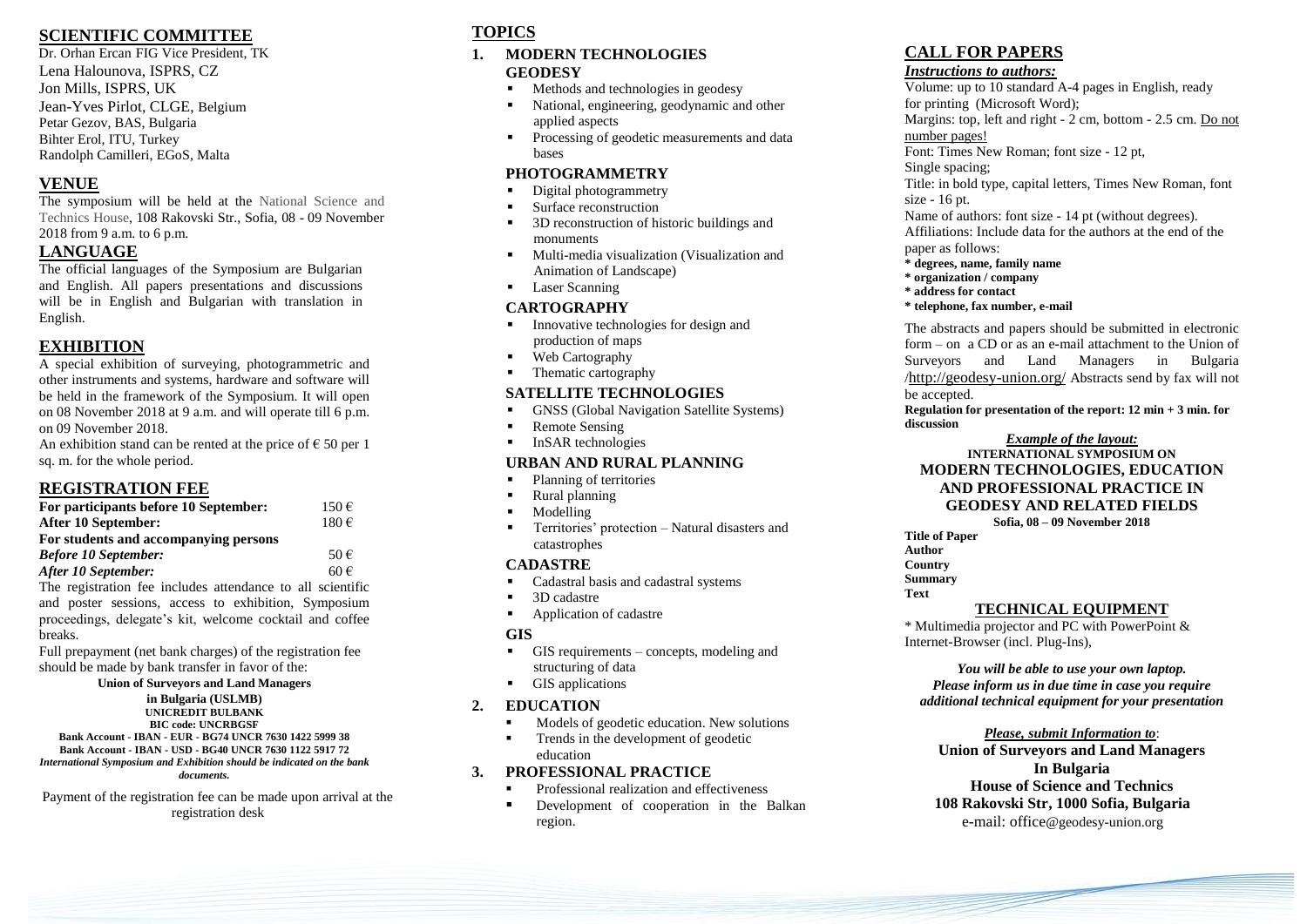## SCIENTIFIC COMMITTEE

Dr. Orhan Ercan FIG Vice President, TK
Lena Halounova, ISPRS, CZ
Jon Mills, ISPRS, UK
Jean-Yves Pirlot, CLGE, Belgium
Petar Gezov, BAS, Bulgaria
Bihter Erol, ITU, Turkey
Randolph Camilleri, EGoS, Malta

## VENUE

The symposium will be held at the National Science and Technics House, 108 Rakovski Str., Sofia, 08 - 09 November 2018 from 9 a.m. to 6 p.m.

## LANGUAGE

The official languages of the Symposium are Bulgarian and English. All papers presentations and discussions will be in English and Bulgarian with translation in English.

## EXHIBITION

A special exhibition of surveying, photogrammetric and other instruments and systems, hardware and software will be held in the framework of the Symposium. It will open on 08 November 2018 at 9 a.m. and will operate till 6 p.m. on 09 November 2018.

An exhibition stand can be rented at the price of € 50 per 1 sq. m. for the whole period.

## REGISTRATION FEE

| | |
|---|---|
| **For participants before 10 September:** | 150 € |
| **After 10 September:** | 180 € |
| **For students and accompanying persons** | |
| ***Before 10 September:*** | 50 € |
| ***After 10 September:*** | 60 € |

The registration fee includes attendance to all scientific and poster sessions, access to exhibition, Symposium proceedings, delegate's kit, welcome cocktail and coffee breaks.

Full prepayment (net bank charges) of the registration fee should be made by bank transfer in favor of the:

**Union of Surveyors and Land Managers**
**in Bulgaria (USLMB)**
**UNICREDIT BULBANK**
**BIC code: UNCRBGSF**
**Bank Account - IBAN - EUR - BG74 UNCR 7630 1422 5999 38**
**Bank Account - IBAN - USD - BG40 UNCR 7630 1122 5917 72**
***International Symposium and Exhibition should be indicated on the bank documents.***

Payment of the registration fee can be made upon arrival at the registration desk

## TOPICS

**1. MODERN TECHNOLOGIES**

### GEODESY

- Methods and technologies in geodesy
- National, engineering, geodynamic and other applied aspects
- Processing of geodetic measurements and data bases

### PHOTOGRAMMETRY

- Digital photogrammetry
- Surface reconstruction
- 3D reconstruction of historic buildings and monuments
- Multi-media visualization (Visualization and Animation of Landscape)
- Laser Scanning

### CARTOGRAPHY

- Innovative technologies for design and production of maps
- Web Cartography
- Thematic cartography

### SATELLITE TECHNOLOGIES

- GNSS (Global Navigation Satellite Systems)
- Remote Sensing
- InSAR technologies

### URBAN AND RURAL PLANNING

- Planning of territories
- Rural planning
- Modelling
- Territories' protection – Natural disasters and catastrophes

### CADASTRE

- Cadastral basis and cadastral systems
- 3D cadastre
- Application of cadastre

### GIS

- GIS requirements – concepts, modeling and structuring of data
- GIS applications

**2. EDUCATION**

- Models of geodetic education. New solutions
- Trends in the development of geodetic education

**3. PROFESSIONAL PRACTICE**

- Professional realization and effectiveness
- Development of cooperation in the Balkan region.

## CALL FOR PAPERS

***Instructions to authors:***

Volume: up to 10 standard A-4 pages in English, ready for printing (Microsoft Word);
Margins: top, left and right - 2 cm, bottom - 2.5 cm. Do not number pages!
Font: Times New Roman; font size - 12 pt,
Single spacing;
Title: in bold type, capital letters, Times New Roman, font size - 16 pt.
Name of authors: font size - 14 pt (without degrees).
Affiliations: Include data for the authors at the end of the paper as follows:
**\* degrees, name, family name**
**\* organization / company**
**\* address for contact**
**\* telephone, fax number, e-mail**

The abstracts and papers should be submitted in electronic form – on a CD or as an e-mail attachment to the Union of Surveyors and Land Managers in Bulgaria /http://geodesy-union.org/ Abstracts send by fax will not be accepted.

**Regulation for presentation of the report: 12 min + 3 min. for discussion**

***Example of the layout:***

**INTERNATIONAL SYMPOSIUM ON**
**MODERN TECHNOLOGIES, EDUCATION AND PROFESSIONAL PRACTICE IN GEODESY AND RELATED FIELDS**
**Sofia, 08 – 09 November 2018**

**Title of Paper**
**Author**
**Country**
**Summary**
**Text**

## TECHNICAL EQUIPMENT

\* Multimedia projector and PC with PowerPoint & Internet-Browser (incl. Plug-Ins),

***You will be able to use your own laptop. Please inform us in due time in case you require additional technical equipment for your presentation***

***Please, submit Information to:***

**Union of Surveyors and Land Managers**
**In Bulgaria**
**House of Science and Technics**
**108 Rakovski Str, 1000 Sofia, Bulgaria**
e-mail: office@geodesy-union.org